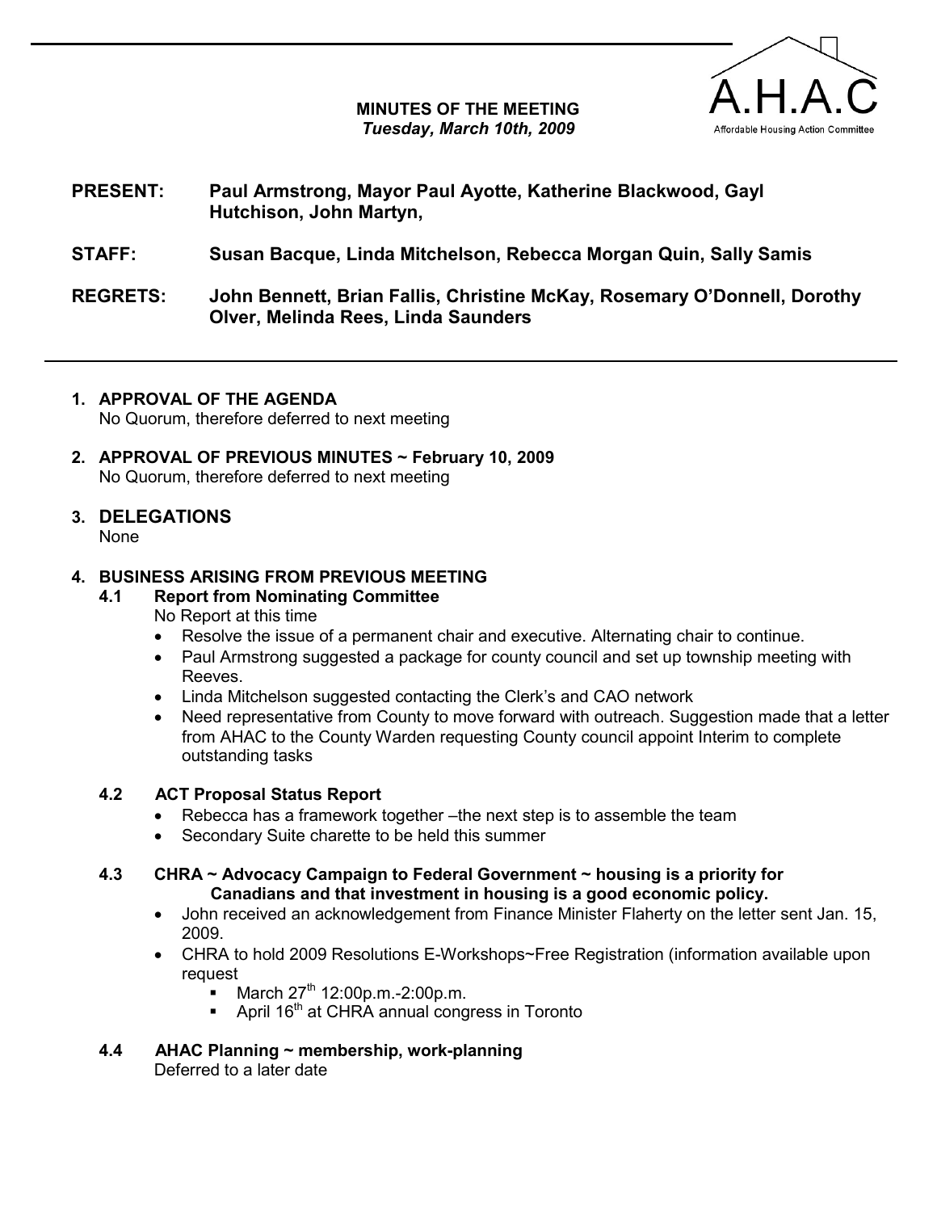A.H.A.C
Affordable Housing Action Committee

# MINUTES OF THE MEETING
*Tuesday, March 10th, 2009*

**PRESENT:** **Paul Armstrong, Mayor Paul Ayotte, Katherine Blackwood, Gayl Hutchison, John Martyn,**

**STAFF:** **Susan Bacque, Linda Mitchelson, Rebecca Morgan Quin, Sally Samis**

**REGRETS:** **John Bennett, Brian Fallis, Christine McKay, Rosemary O'Donnell, Dorothy Olver, Melinda Rees, Linda Saunders**

---

## 1. APPROVAL OF THE AGENDA
No Quorum, therefore deferred to next meeting

## 2. APPROVAL OF PREVIOUS MINUTES ~ February 10, 2009
No Quorum, therefore deferred to next meeting

## 3. DELEGATIONS
None

## 4. BUSINESS ARISING FROM PREVIOUS MEETING

### 4.1 Report from Nominating Committee
No Report at this time

- Resolve the issue of a permanent chair and executive. Alternating chair to continue.
- Paul Armstrong suggested a package for county council and set up township meeting with Reeves.
- Linda Mitchelson suggested contacting the Clerk's and CAO network
- Need representative from County to move forward with outreach. Suggestion made that a letter from AHAC to the County Warden requesting County council appoint Interim to complete outstanding tasks

### 4.2 ACT Proposal Status Report
- Rebecca has a framework together –the next step is to assemble the team
- Secondary Suite charette to be held this summer

### 4.3 CHRA ~ Advocacy Campaign to Federal Government ~ housing is a priority for Canadians and that investment in housing is a good economic policy.
- John received an acknowledgement from Finance Minister Flaherty on the letter sent Jan. 15, 2009.
- CHRA to hold 2009 Resolutions E-Workshops~Free Registration (information available upon request
  - March 27th 12:00p.m.-2:00p.m.
  - April 16th at CHRA annual congress in Toronto

### 4.4 AHAC Planning ~ membership, work-planning
Deferred to a later date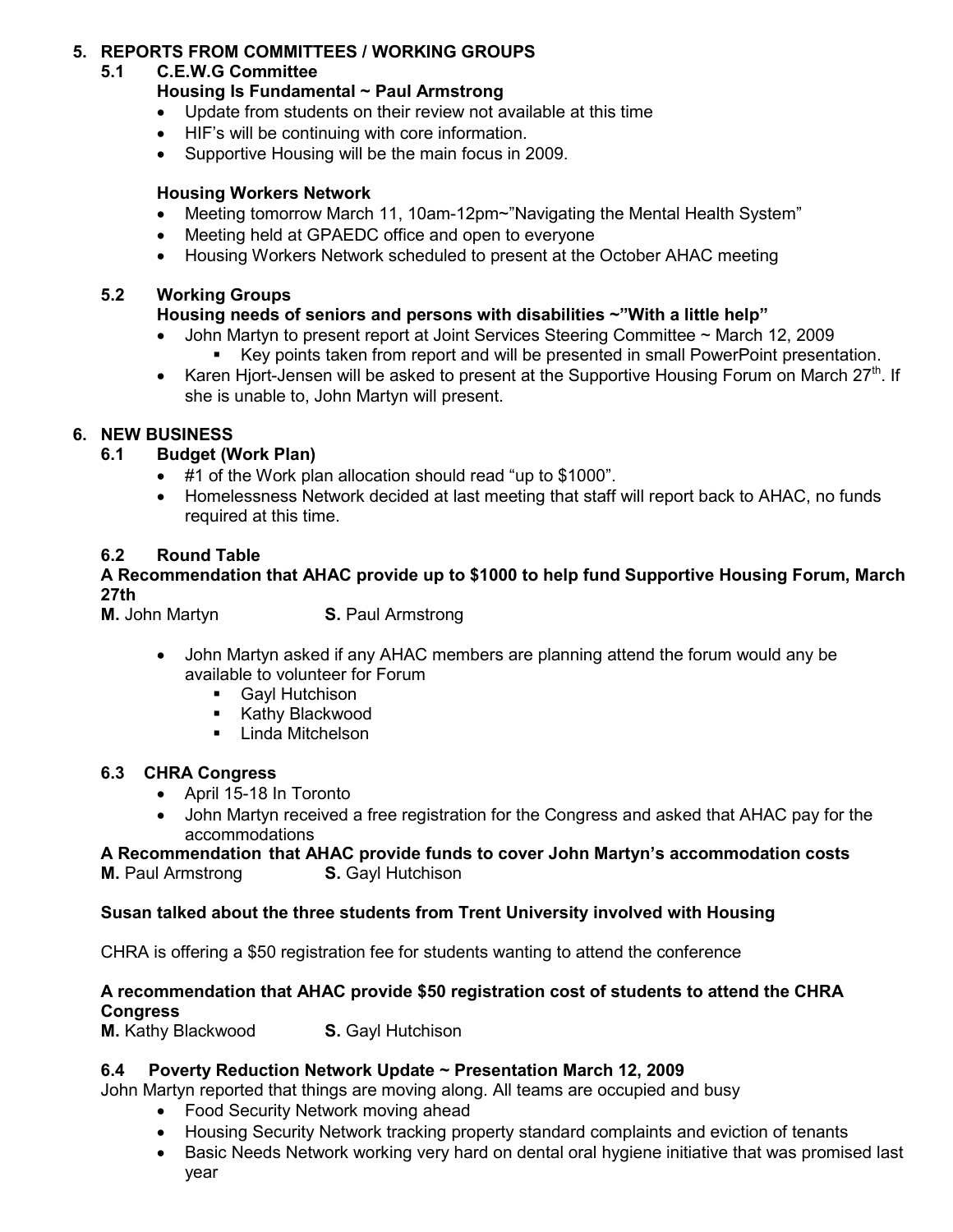## 5. REPORTS FROM COMMITTEES / WORKING GROUPS

### 5.1 C.E.W.G Committee

**Housing Is Fundamental ~ Paul Armstrong**

- Update from students on their review not available at this time
- HIF's will be continuing with core information.
- Supportive Housing will be the main focus in 2009.

**Housing Workers Network**

- Meeting tomorrow March 11, 10am-12pm~"Navigating the Mental Health System"
- Meeting held at GPAEDC office and open to everyone
- Housing Workers Network scheduled to present at the October AHAC meeting

### 5.2 Working Groups

**Housing needs of seniors and persons with disabilities ~"With a little help"**

- John Martyn to present report at Joint Services Steering Committee ~ March 12, 2009
  - Key points taken from report and will be presented in small PowerPoint presentation.
- Karen Hjort-Jensen will be asked to present at the Supportive Housing Forum on March 27th. If she is unable to, John Martyn will present.

## 6. NEW BUSINESS

### 6.1 Budget (Work Plan)

- #1 of the Work plan allocation should read "up to $1000".
- Homelessness Network decided at last meeting that staff will report back to AHAC, no funds required at this time.

### 6.2 Round Table

**A Recommendation that AHAC provide up to $1000 to help fund Supportive Housing Forum, March 27th**

**M.** John Martyn **S.** Paul Armstrong

- John Martyn asked if any AHAC members are planning attend the forum would any be available to volunteer for Forum
  - Gayl Hutchison
  - Kathy Blackwood
  - Linda Mitchelson

### 6.3 CHRA Congress

- April 15-18 In Toronto
- John Martyn received a free registration for the Congress and asked that AHAC pay for the accommodations

**A Recommendation that AHAC provide funds to cover John Martyn's accommodation costs**

**M.** Paul Armstrong **S.** Gayl Hutchison

**Susan talked about the three students from Trent University involved with Housing**

CHRA is offering a $50 registration fee for students wanting to attend the conference

**A recommendation that AHAC provide $50 registration cost of students to attend the CHRA Congress**

**M.** Kathy Blackwood **S.** Gayl Hutchison

### 6.4 Poverty Reduction Network Update ~ Presentation March 12, 2009

John Martyn reported that things are moving along. All teams are occupied and busy

- Food Security Network moving ahead
- Housing Security Network tracking property standard complaints and eviction of tenants
- Basic Needs Network working very hard on dental oral hygiene initiative that was promised last year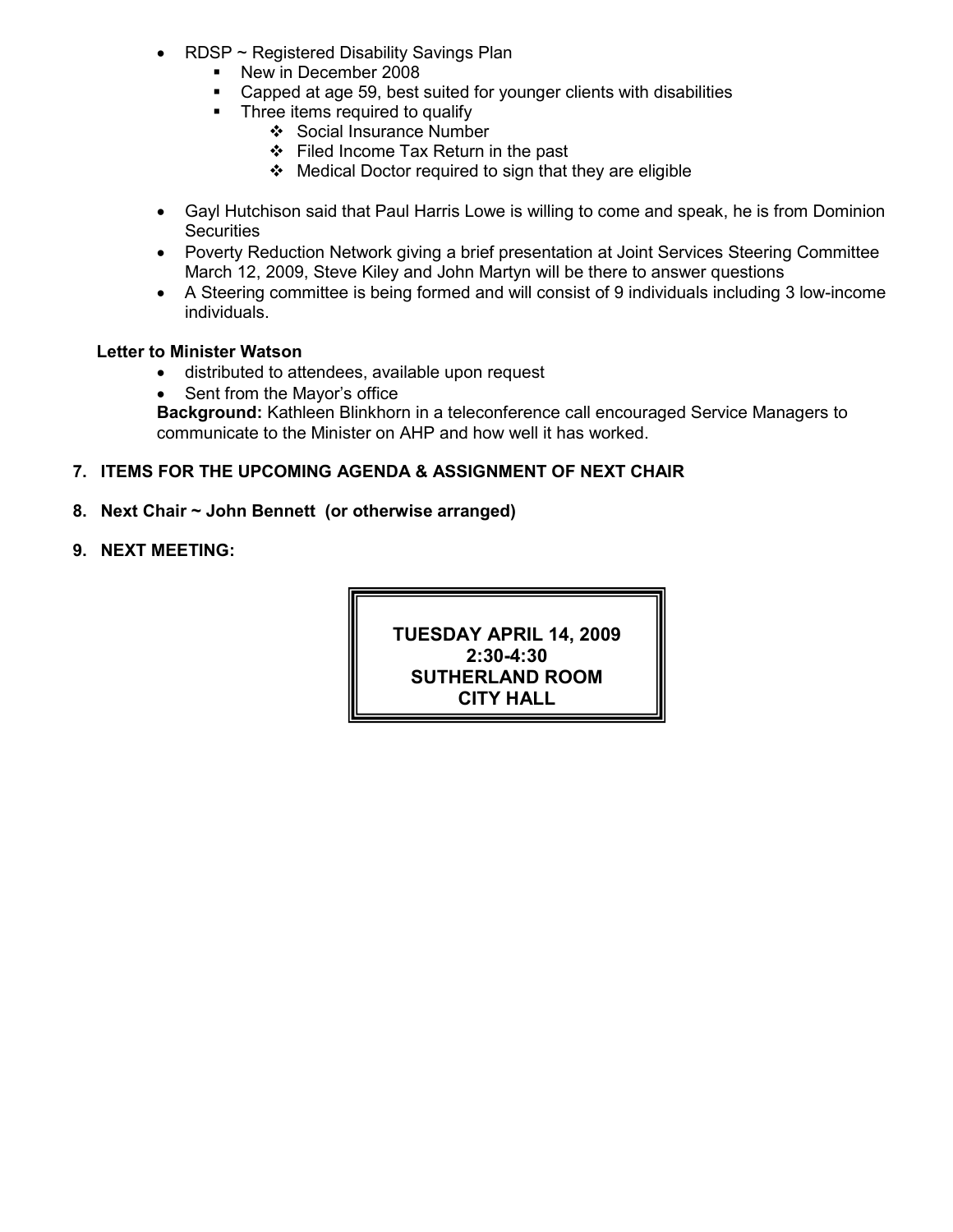- RDSP ~ Registered Disability Savings Plan
  - New in December 2008
  - Capped at age 59, best suited for younger clients with disabilities
  - Three items required to qualify
    - Social Insurance Number
    - Filed Income Tax Return in the past
    - Medical Doctor required to sign that they are eligible

- Gayl Hutchison said that Paul Harris Lowe is willing to come and speak, he is from Dominion Securities
- Poverty Reduction Network giving a brief presentation at Joint Services Steering Committee March 12, 2009, Steve Kiley and John Martyn will be there to answer questions
- A Steering committee is being formed and will consist of 9 individuals including 3 low-income individuals.

**Letter to Minister Watson**

- distributed to attendees, available upon request
- Sent from the Mayor's office

**Background:** Kathleen Blinkhorn in a teleconference call encouraged Service Managers to communicate to the Minister on AHP and how well it has worked.

**7. ITEMS FOR THE UPCOMING AGENDA & ASSIGNMENT OF NEXT CHAIR**

**8. Next Chair ~ John Bennett (or otherwise arranged)**

**9. NEXT MEETING:**

**TUESDAY APRIL 14, 2009**
**2:30-4:30**
**SUTHERLAND ROOM**
**CITY HALL**